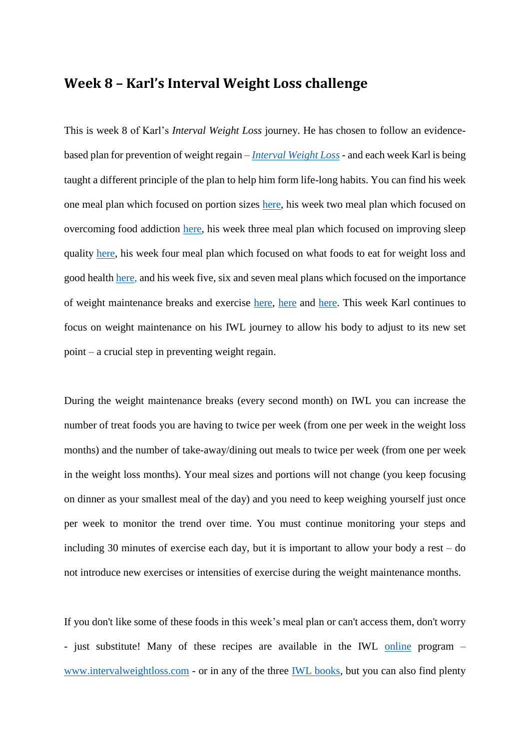# Week 8 – Karl's Interval Weight Loss challenge

This is week 8 of Karl's *Interval Weight Loss* journey. He has chosen to follow an evidence-based plan for prevention of weight regain – *Interval Weight Loss* - and each week Karl is being taught a different principle of the plan to help him form life-long habits. You can find his week one meal plan which focused on portion sizes here, his week two meal plan which focused on overcoming food addiction here, his week three meal plan which focused on improving sleep quality here, his week four meal plan which focused on what foods to eat for weight loss and good health here, and his week five, six and seven meal plans which focused on the importance of weight maintenance breaks and exercise here, here and here. This week Karl continues to focus on weight maintenance on his IWL journey to allow his body to adjust to its new set point – a crucial step in preventing weight regain.

During the weight maintenance breaks (every second month) on IWL you can increase the number of treat foods you are having to twice per week (from one per week in the weight loss months) and the number of take-away/dining out meals to twice per week (from one per week in the weight loss months). Your meal sizes and portions will not change (you keep focusing on dinner as your smallest meal of the day) and you need to keep weighing yourself just once per week to monitor the trend over time. You must continue monitoring your steps and including 30 minutes of exercise each day, but it is important to allow your body a rest – do not introduce new exercises or intensities of exercise during the weight maintenance months.

If you don't like some of these foods in this week's meal plan or can't access them, don't worry - just substitute! Many of these recipes are available in the IWL online program – www.intervalweightloss.com - or in any of the three IWL books, but you can also find plenty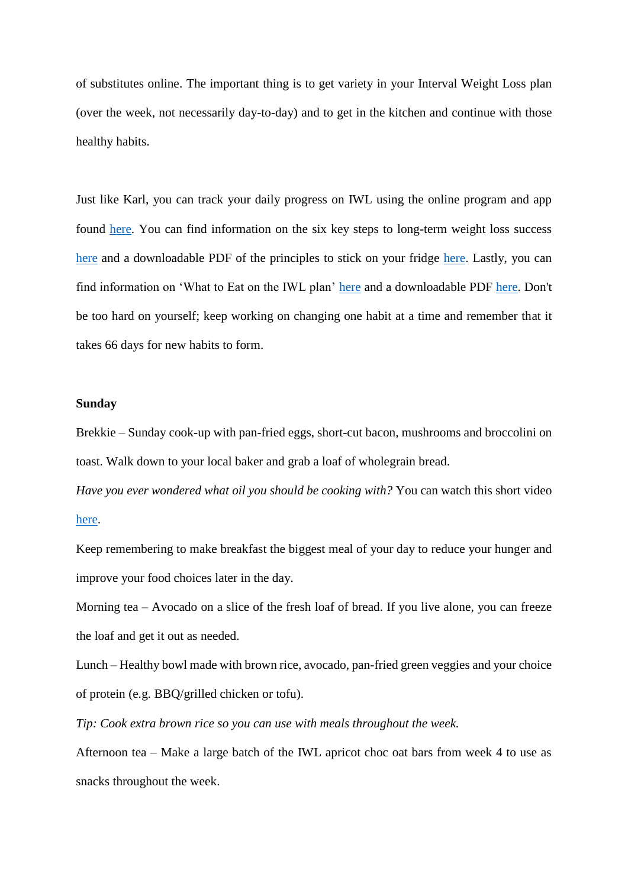of substitutes online. The important thing is to get variety in your Interval Weight Loss plan (over the week, not necessarily day-to-day) and to get in the kitchen and continue with those healthy habits.

Just like Karl, you can track your daily progress on IWL using the online program and app found here. You can find information on the six key steps to long-term weight loss success here and a downloadable PDF of the principles to stick on your fridge here. Lastly, you can find information on 'What to Eat on the IWL plan' here and a downloadable PDF here. Don't be too hard on yourself; keep working on changing one habit at a time and remember that it takes 66 days for new habits to form.

**Sunday**

Brekkie – Sunday cook-up with pan-fried eggs, short-cut bacon, mushrooms and broccolini on toast. Walk down to your local baker and grab a loaf of wholegrain bread.

*Have you ever wondered what oil you should be cooking with?* You can watch this short video here.

Keep remembering to make breakfast the biggest meal of your day to reduce your hunger and improve your food choices later in the day.

Morning tea – Avocado on a slice of the fresh loaf of bread. If you live alone, you can freeze the loaf and get it out as needed.

Lunch – Healthy bowl made with brown rice, avocado, pan-fried green veggies and your choice of protein (e.g. BBQ/grilled chicken or tofu).

*Tip: Cook extra brown rice so you can use with meals throughout the week.*

Afternoon tea – Make a large batch of the IWL apricot choc oat bars from week 4 to use as snacks throughout the week.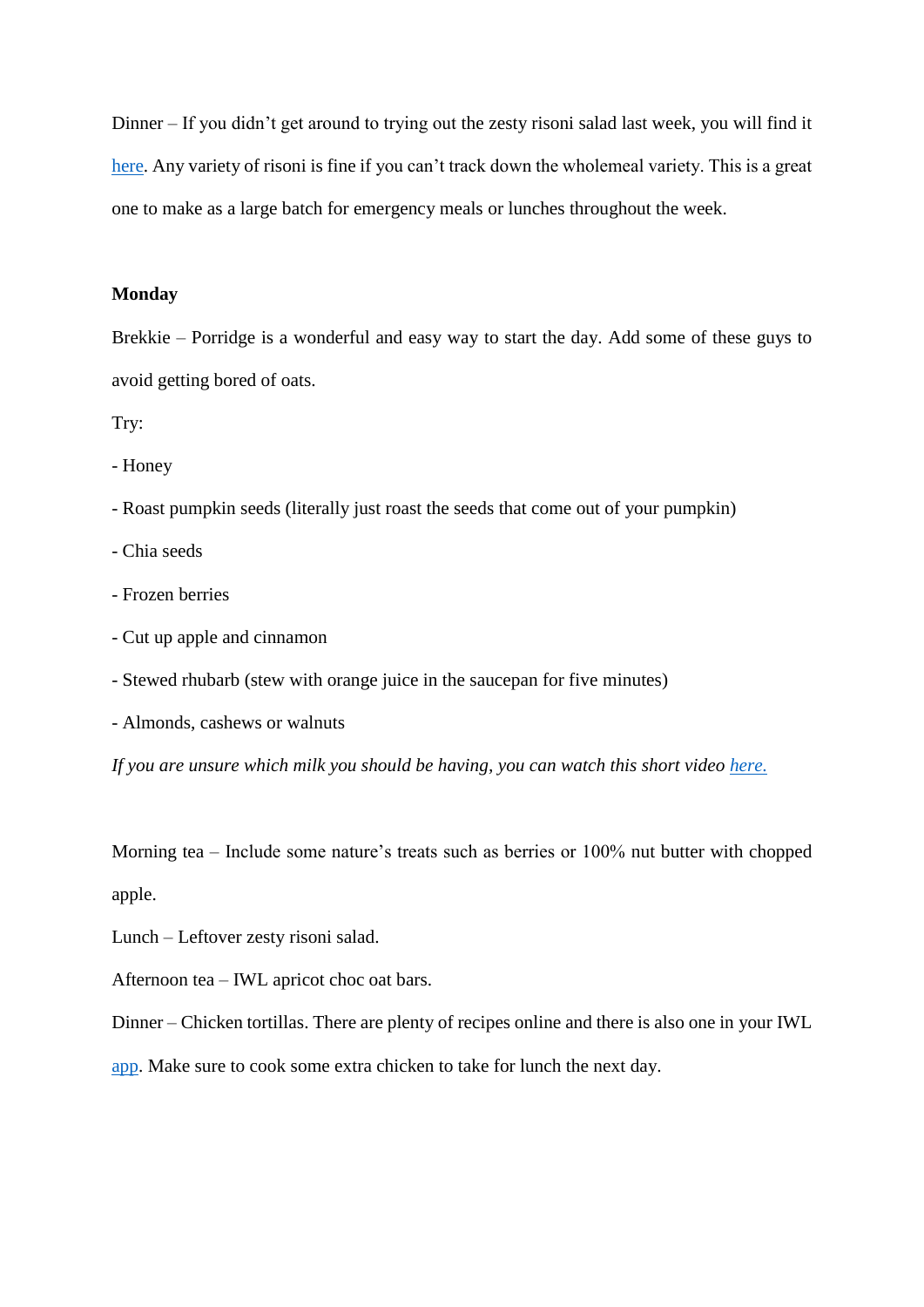Dinner – If you didn't get around to trying out the zesty risoni salad last week, you will find it here. Any variety of risoni is fine if you can't track down the wholemeal variety. This is a great one to make as a large batch for emergency meals or lunches throughout the week.

**Monday**

Brekkie – Porridge is a wonderful and easy way to start the day. Add some of these guys to avoid getting bored of oats.

Try:

- Honey
- Roast pumpkin seeds (literally just roast the seeds that come out of your pumpkin)
- Chia seeds
- Frozen berries
- Cut up apple and cinnamon
- Stewed rhubarb (stew with orange juice in the saucepan for five minutes)
- Almonds, cashews or walnuts

*If you are unsure which milk you should be having, you can watch this short video here.*

Morning tea – Include some nature's treats such as berries or 100% nut butter with chopped apple.

Lunch – Leftover zesty risoni salad.

Afternoon tea – IWL apricot choc oat bars.

Dinner – Chicken tortillas. There are plenty of recipes online and there is also one in your IWL app. Make sure to cook some extra chicken to take for lunch the next day.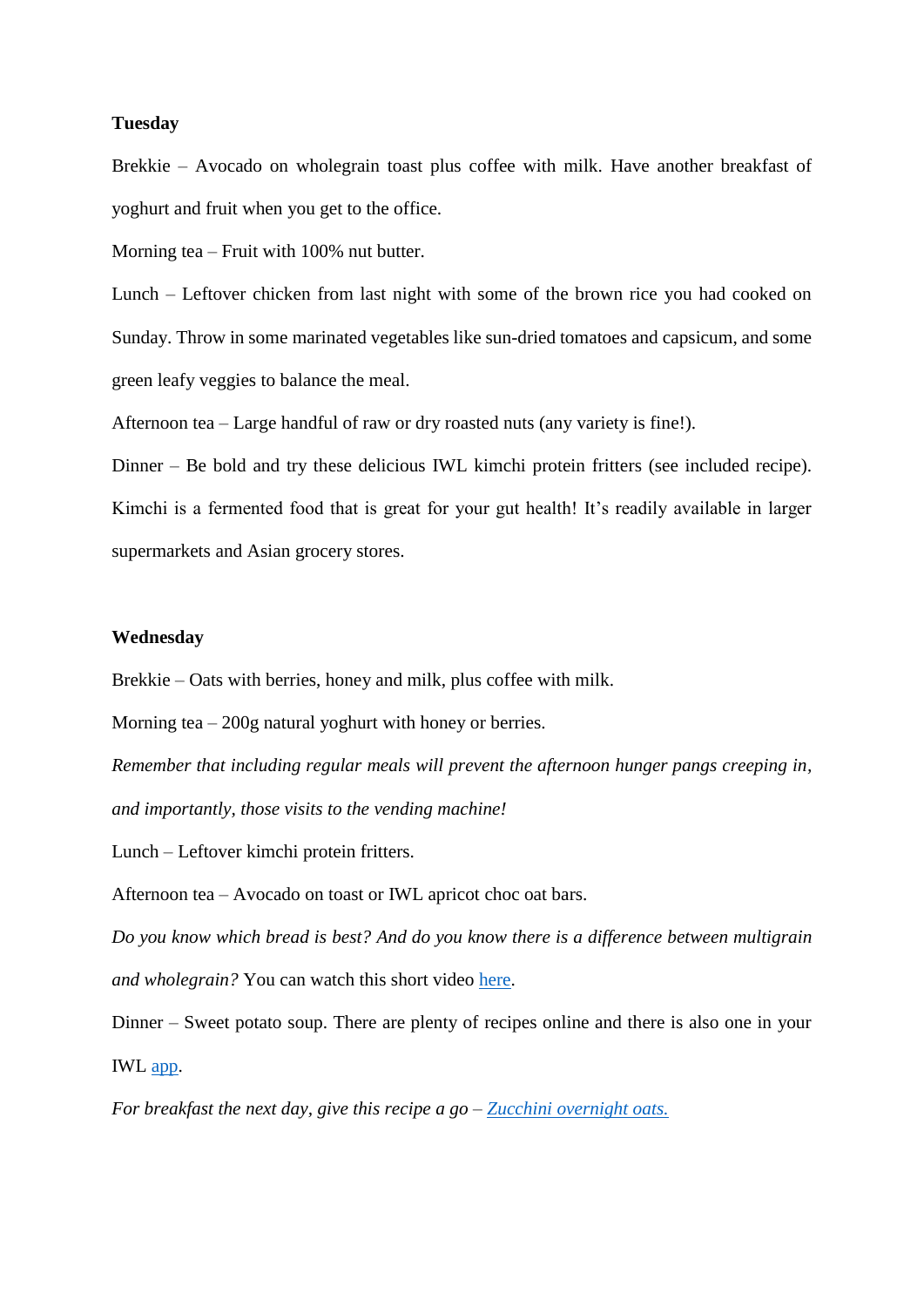**Tuesday**

Brekkie – Avocado on wholegrain toast plus coffee with milk. Have another breakfast of yoghurt and fruit when you get to the office.

Morning tea – Fruit with 100% nut butter.

Lunch – Leftover chicken from last night with some of the brown rice you had cooked on Sunday. Throw in some marinated vegetables like sun-dried tomatoes and capsicum, and some green leafy veggies to balance the meal.

Afternoon tea – Large handful of raw or dry roasted nuts (any variety is fine!).

Dinner – Be bold and try these delicious IWL kimchi protein fritters (see included recipe). Kimchi is a fermented food that is great for your gut health! It's readily available in larger supermarkets and Asian grocery stores.

**Wednesday**

Brekkie – Oats with berries, honey and milk, plus coffee with milk.

Morning tea – 200g natural yoghurt with honey or berries.

*Remember that including regular meals will prevent the afternoon hunger pangs creeping in, and importantly, those visits to the vending machine!*

Lunch – Leftover kimchi protein fritters.

Afternoon tea – Avocado on toast or IWL apricot choc oat bars.

*Do you know which bread is best? And do you know there is a difference between multigrain and wholegrain?* You can watch this short video here.

Dinner – Sweet potato soup. There are plenty of recipes online and there is also one in your IWL app.

*For breakfast the next day, give this recipe a go – Zucchini overnight oats.*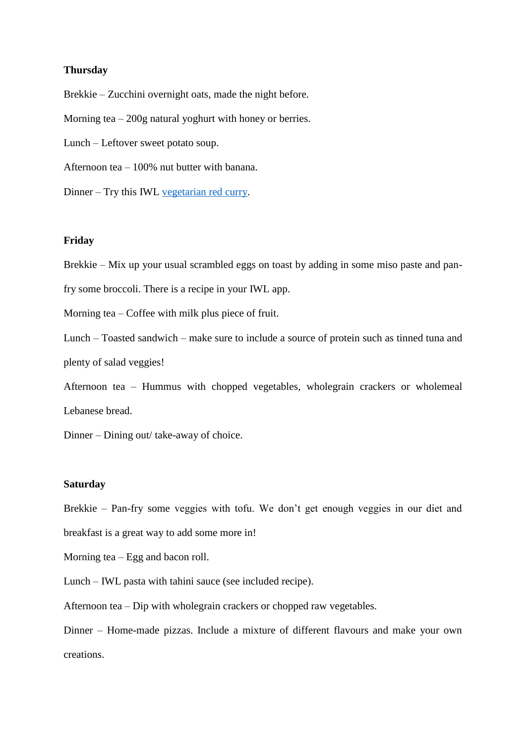**Thursday**

Brekkie – Zucchini overnight oats, made the night before.

Morning tea – 200g natural yoghurt with honey or berries.

Lunch – Leftover sweet potato soup.

Afternoon tea – 100% nut butter with banana.

Dinner – Try this IWL vegetarian red curry.

**Friday**

Brekkie – Mix up your usual scrambled eggs on toast by adding in some miso paste and pan-fry some broccoli. There is a recipe in your IWL app.

Morning tea – Coffee with milk plus piece of fruit.

Lunch – Toasted sandwich – make sure to include a source of protein such as tinned tuna and plenty of salad veggies!

Afternoon tea – Hummus with chopped vegetables, wholegrain crackers or wholemeal Lebanese bread.

Dinner – Dining out/ take-away of choice.

**Saturday**

Brekkie – Pan-fry some veggies with tofu. We don't get enough veggies in our diet and breakfast is a great way to add some more in!

Morning tea – Egg and bacon roll.

Lunch – IWL pasta with tahini sauce (see included recipe).

Afternoon tea – Dip with wholegrain crackers or chopped raw vegetables.

Dinner – Home-made pizzas. Include a mixture of different flavours and make your own creations.